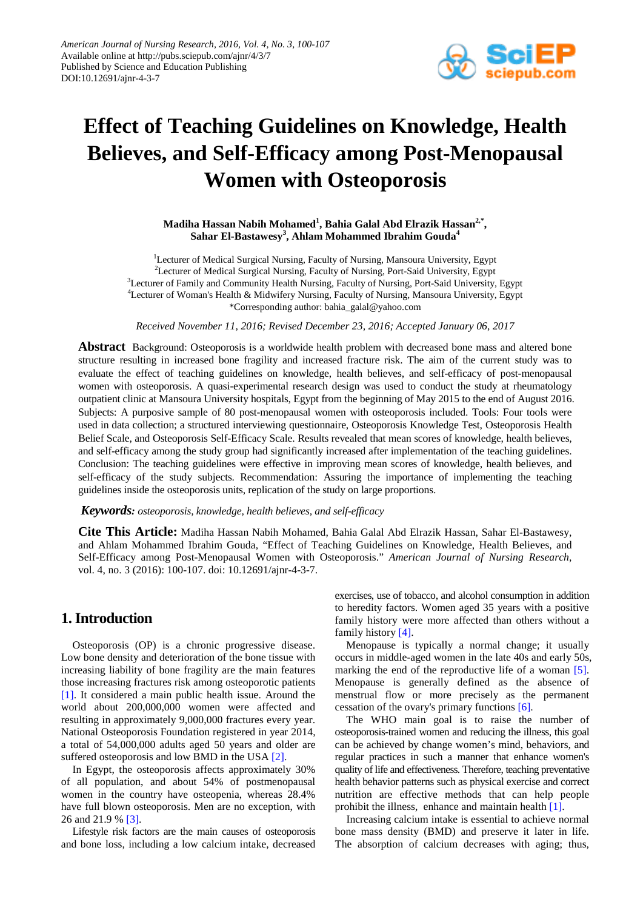# Effect of Teaching Guidelines on Knowledge, Health Believes, and Self-Efficacy among Post-Menopausal Women with Osteoporosis

**Madiha Hassan Nabih Mohamed[1], Bahia Galal Abd Elrazik Hassan[2,*], Sahar El-Bastawesy[3], Ahlam Mohammed Ibrahim Gouda[4]**

[1]Lecturer of Medical Surgical Nursing, Faculty of Nursing, Mansoura University, Egypt
[2]Lecturer of Medical Surgical Nursing, Faculty of Nursing, Port-Said University, Egypt
[3]Lecturer of Family and Community Health Nursing, Faculty of Nursing, Port-Said University, Egypt
[4]Lecturer of Woman's Health & Midwifery Nursing, Faculty of Nursing, Mansoura University, Egypt
*Corresponding author: bahia_galal@yahoo.com

*Received November 11, 2016; Revised December 23, 2016; Accepted January 06, 2017*

**Abstract** Background: Osteoporosis is a worldwide health problem with decreased bone mass and altered bone structure resulting in increased bone fragility and increased fracture risk. The aim of the current study was to evaluate the effect of teaching guidelines on knowledge, health believes, and self-efficacy of post-menopausal women with osteoporosis. A quasi-experimental research design was used to conduct the study at rheumatology outpatient clinic at Mansoura University hospitals, Egypt from the beginning of May 2015 to the end of August 2016. Subjects: A purposive sample of 80 post-menopausal women with osteoporosis included. Tools: Four tools were used in data collection; a structured interviewing questionnaire, Osteoporosis Knowledge Test, Osteoporosis Health Belief Scale, and Osteoporosis Self-Efficacy Scale. Results revealed that mean scores of knowledge, health believes, and self-efficacy among the study group had significantly increased after implementation of the teaching guidelines. Conclusion: The teaching guidelines were effective in improving mean scores of knowledge, health believes, and self-efficacy of the study subjects. Recommendation: Assuring the importance of implementing the teaching guidelines inside the osteoporosis units, replication of the study on large proportions.

***Keywords:*** *osteoporosis, knowledge, health believes, and self-efficacy*

**Cite This Article:** Madiha Hassan Nabih Mohamed, Bahia Galal Abd Elrazik Hassan, Sahar El-Bastawesy, and Ahlam Mohammed Ibrahim Gouda, "Effect of Teaching Guidelines on Knowledge, Health Believes, and Self-Efficacy among Post-Menopausal Women with Osteoporosis." *American Journal of Nursing Research*, vol. 4, no. 3 (2016): 100-107. doi: 10.12691/ajnr-4-3-7.

## 1. Introduction

Osteoporosis (OP) is a chronic progressive disease. Low bone density and deterioration of the bone tissue with increasing liability of bone fragility are the main features those increasing fractures risk among osteoporotic patients [1]. It considered a main public health issue. Around the world about 200,000,000 women were affected and resulting in approximately 9,000,000 fractures every year. National Osteoporosis Foundation registered in year 2014, a total of 54,000,000 adults aged 50 years and older are suffered osteoporosis and low BMD in the USA [2].

In Egypt, the osteoporosis affects approximately 30% of all population, and about 54% of postmenopausal women in the country have osteopenia, whereas 28.4% have full blown osteoporosis. Men are no exception, with 26 and 21.9 % [3].

Lifestyle risk factors are the main causes of osteoporosis and bone loss, including a low calcium intake, decreased exercises, use of tobacco, and alcohol consumption in addition to heredity factors. Women aged 35 years with a positive family history were more affected than others without a family history [4].

Menopause is typically a normal change; it usually occurs in middle-aged women in the late 40s and early 50s, marking the end of the reproductive life of a woman [5]. Menopause is generally defined as the absence of menstrual flow or more precisely as the permanent cessation of the ovary's primary functions [6].

The WHO main goal is to raise the number of osteoporosis-trained women and reducing the illness, this goal can be achieved by change women's mind, behaviors, and regular practices in such a manner that enhance women's quality of life and effectiveness. Therefore, teaching preventative health behavior patterns such as physical exercise and correct nutrition are effective methods that can help people prohibit the illness, enhance and maintain health [1].

Increasing calcium intake is essential to achieve normal bone mass density (BMD) and preserve it later in life. The absorption of calcium decreases with aging; thus,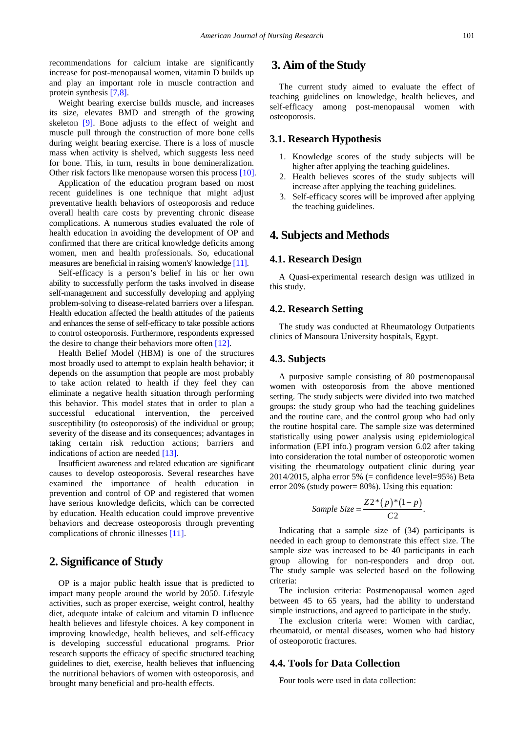recommendations for calcium intake are significantly increase for post-menopausal women, vitamin D builds up and play an important role in muscle contraction and protein synthesis [7,8].

Weight bearing exercise builds muscle, and increases its size, elevates BMD and strength of the growing skeleton [9]. Bone adjusts to the effect of weight and muscle pull through the construction of more bone cells during weight bearing exercise. There is a loss of muscle mass when activity is shelved, which suggests less need for bone. This, in turn, results in bone demineralization. Other risk factors like menopause worsen this process [10].

Application of the education program based on most recent guidelines is one technique that might adjust preventative health behaviors of osteoporosis and reduce overall health care costs by preventing chronic disease complications. A numerous studies evaluated the role of health education in avoiding the development of OP and confirmed that there are critical knowledge deficits among women, men and health professionals. So, educational measures are beneficial in raising women's' knowledge [11].

Self-efficacy is a person's belief in his or her own ability to successfully perform the tasks involved in disease self-management and successfully developing and applying problem-solving to disease-related barriers over a lifespan. Health education affected the health attitudes of the patients and enhances the sense of self-efficacy to take possible actions to control osteoporosis. Furthermore, respondents expressed the desire to change their behaviors more often [12].

Health Belief Model (HBM) is one of the structures most broadly used to attempt to explain health behavior; it depends on the assumption that people are most probably to take action related to health if they feel they can eliminate a negative health situation through performing this behavior. This model states that in order to plan a successful educational intervention, the perceived susceptibility (to osteoporosis) of the individual or group; severity of the disease and its consequences; advantages in taking certain risk reduction actions; barriers and indications of action are needed [13].

Insufficient awareness and related education are significant causes to develop osteoporosis. Several researches have examined the importance of health education in prevention and control of OP and registered that women have serious knowledge deficits, which can be corrected by education. Health education could improve preventive behaviors and decrease osteoporosis through preventing complications of chronic illnesses [11].

## 2. Significance of Study

OP is a major public health issue that is predicted to impact many people around the world by 2050. Lifestyle activities, such as proper exercise, weight control, healthy diet, adequate intake of calcium and vitamin D influence health believes and lifestyle choices. A key component in improving knowledge, health believes, and self-efficacy is developing successful educational programs. Prior research supports the efficacy of specific structured teaching guidelines to diet, exercise, health believes that influencing the nutritional behaviors of women with osteoporosis, and brought many beneficial and pro-health effects.

## 3. Aim of the Study

The current study aimed to evaluate the effect of teaching guidelines on knowledge, health believes, and self-efficacy among post-menopausal women with osteoporosis.

### 3.1. Research Hypothesis

1. Knowledge scores of the study subjects will be higher after applying the teaching guidelines.
2. Health believes scores of the study subjects will increase after applying the teaching guidelines.
3. Self-efficacy scores will be improved after applying the teaching guidelines.

## 4. Subjects and Methods

### 4.1. Research Design

A Quasi-experimental research design was utilized in this study.

### 4.2. Research Setting

The study was conducted at Rheumatology Outpatients clinics of Mansoura University hospitals, Egypt.

### 4.3. Subjects

A purposive sample consisting of 80 postmenopausal women with osteoporosis from the above mentioned setting. The study subjects were divided into two matched groups: the study group who had the teaching guidelines and the routine care, and the control group who had only the routine hospital care. The sample size was determined statistically using power analysis using epidemiological information (EPI info.) program version 6.02 after taking into consideration the total number of osteoporotic women visiting the rheumatology outpatient clinic during year 2014/2015, alpha error 5% (= confidence level=95%) Beta error 20% (study power= 80%). Using this equation:

$$Sample\ Size = \frac{Z2*(p)*(1-p)}{C2}.$$

Indicating that a sample size of (34) participants is needed in each group to demonstrate this effect size. The sample size was increased to be 40 participants in each group allowing for non-responders and drop out. The study sample was selected based on the following criteria:

The inclusion criteria: Postmenopausal women aged between 45 to 65 years, had the ability to understand simple instructions, and agreed to participate in the study.

The exclusion criteria were: Women with cardiac, rheumatoid, or mental diseases, women who had history of osteoporotic fractures.

### 4.4. Tools for Data Collection

Four tools were used in data collection: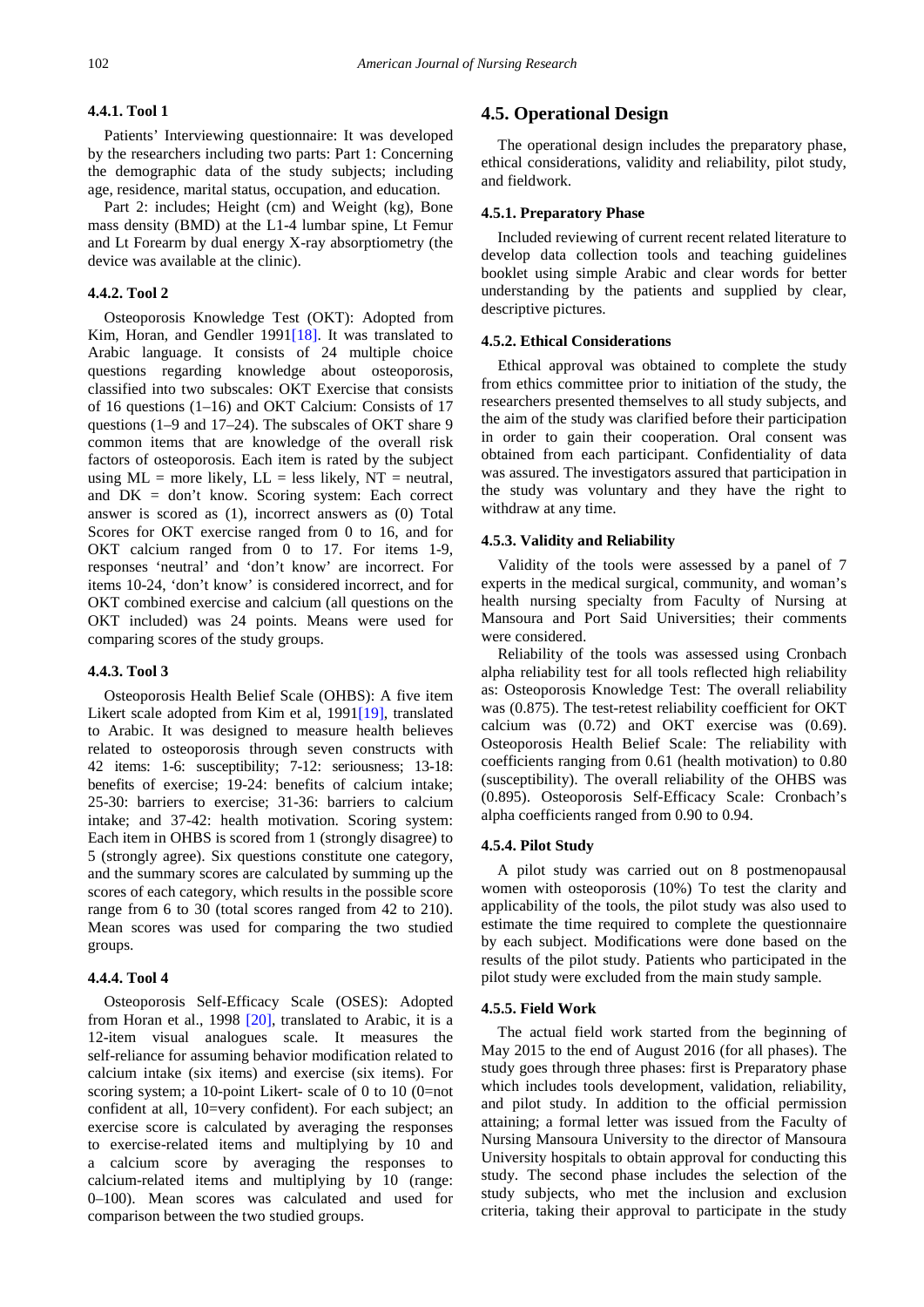#### 4.4.1. Tool 1

Patients' Interviewing questionnaire: It was developed by the researchers including two parts: Part 1: Concerning the demographic data of the study subjects; including age, residence, marital status, occupation, and education.

Part 2: includes; Height (cm) and Weight (kg), Bone mass density (BMD) at the L1-4 lumbar spine, Lt Femur and Lt Forearm by dual energy X-ray absorptiometry (the device was available at the clinic).

#### 4.4.2. Tool 2

Osteoporosis Knowledge Test (OKT): Adopted from Kim, Horan, and Gendler 1991[18]. It was translated to Arabic language. It consists of 24 multiple choice questions regarding knowledge about osteoporosis, classified into two subscales: OKT Exercise that consists of 16 questions (1–16) and OKT Calcium: Consists of 17 questions (1–9 and 17–24). The subscales of OKT share 9 common items that are knowledge of the overall risk factors of osteoporosis. Each item is rated by the subject using ML = more likely, LL = less likely, NT = neutral, and DK = don't know. Scoring system: Each correct answer is scored as (1), incorrect answers as (0) Total Scores for OKT exercise ranged from 0 to 16, and for OKT calcium ranged from 0 to 17. For items 1-9, responses 'neutral' and 'don't know' are incorrect. For items 10-24, 'don't know' is considered incorrect, and for OKT combined exercise and calcium (all questions on the OKT included) was 24 points. Means were used for comparing scores of the study groups.

#### 4.4.3. Tool 3

Osteoporosis Health Belief Scale (OHBS): A five item Likert scale adopted from Kim et al, 1991[19], translated to Arabic. It was designed to measure health believes related to osteoporosis through seven constructs with 42 items: 1-6: susceptibility; 7-12: seriousness; 13-18: benefits of exercise; 19-24: benefits of calcium intake; 25-30: barriers to exercise; 31-36: barriers to calcium intake; and 37-42: health motivation. Scoring system: Each item in OHBS is scored from 1 (strongly disagree) to 5 (strongly agree). Six questions constitute one category, and the summary scores are calculated by summing up the scores of each category, which results in the possible score range from 6 to 30 (total scores ranged from 42 to 210). Mean scores was used for comparing the two studied groups.

#### 4.4.4. Tool 4

Osteoporosis Self-Efficacy Scale (OSES): Adopted from Horan et al., 1998 [20], translated to Arabic, it is a 12-item visual analogues scale. It measures the self-reliance for assuming behavior modification related to calcium intake (six items) and exercise (six items). For scoring system; a 10-point Likert- scale of 0 to 10 (0=not confident at all, 10=very confident). For each subject; an exercise score is calculated by averaging the responses to exercise-related items and multiplying by 10 and a calcium score by averaging the responses to calcium-related items and multiplying by 10 (range: 0–100). Mean scores was calculated and used for comparison between the two studied groups.

### 4.5. Operational Design

The operational design includes the preparatory phase, ethical considerations, validity and reliability, pilot study, and fieldwork.

#### 4.5.1. Preparatory Phase

Included reviewing of current recent related literature to develop data collection tools and teaching guidelines booklet using simple Arabic and clear words for better understanding by the patients and supplied by clear, descriptive pictures.

#### 4.5.2. Ethical Considerations

Ethical approval was obtained to complete the study from ethics committee prior to initiation of the study, the researchers presented themselves to all study subjects, and the aim of the study was clarified before their participation in order to gain their cooperation. Oral consent was obtained from each participant. Confidentiality of data was assured. The investigators assured that participation in the study was voluntary and they have the right to withdraw at any time.

#### 4.5.3. Validity and Reliability

Validity of the tools were assessed by a panel of 7 experts in the medical surgical, community, and woman's health nursing specialty from Faculty of Nursing at Mansoura and Port Said Universities; their comments were considered.

Reliability of the tools was assessed using Cronbach alpha reliability test for all tools reflected high reliability as: Osteoporosis Knowledge Test: The overall reliability was (0.875). The test-retest reliability coefficient for OKT calcium was (0.72) and OKT exercise was (0.69). Osteoporosis Health Belief Scale: The reliability with coefficients ranging from 0.61 (health motivation) to 0.80 (susceptibility). The overall reliability of the OHBS was (0.895). Osteoporosis Self-Efficacy Scale: Cronbach's alpha coefficients ranged from 0.90 to 0.94.

#### 4.5.4. Pilot Study

A pilot study was carried out on 8 postmenopausal women with osteoporosis (10%) To test the clarity and applicability of the tools, the pilot study was also used to estimate the time required to complete the questionnaire by each subject. Modifications were done based on the results of the pilot study. Patients who participated in the pilot study were excluded from the main study sample.

#### 4.5.5. Field Work

The actual field work started from the beginning of May 2015 to the end of August 2016 (for all phases). The study goes through three phases: first is Preparatory phase which includes tools development, validation, reliability, and pilot study. In addition to the official permission attaining; a formal letter was issued from the Faculty of Nursing Mansoura University to the director of Mansoura University hospitals to obtain approval for conducting this study. The second phase includes the selection of the study subjects, who met the inclusion and exclusion criteria, taking their approval to participate in the study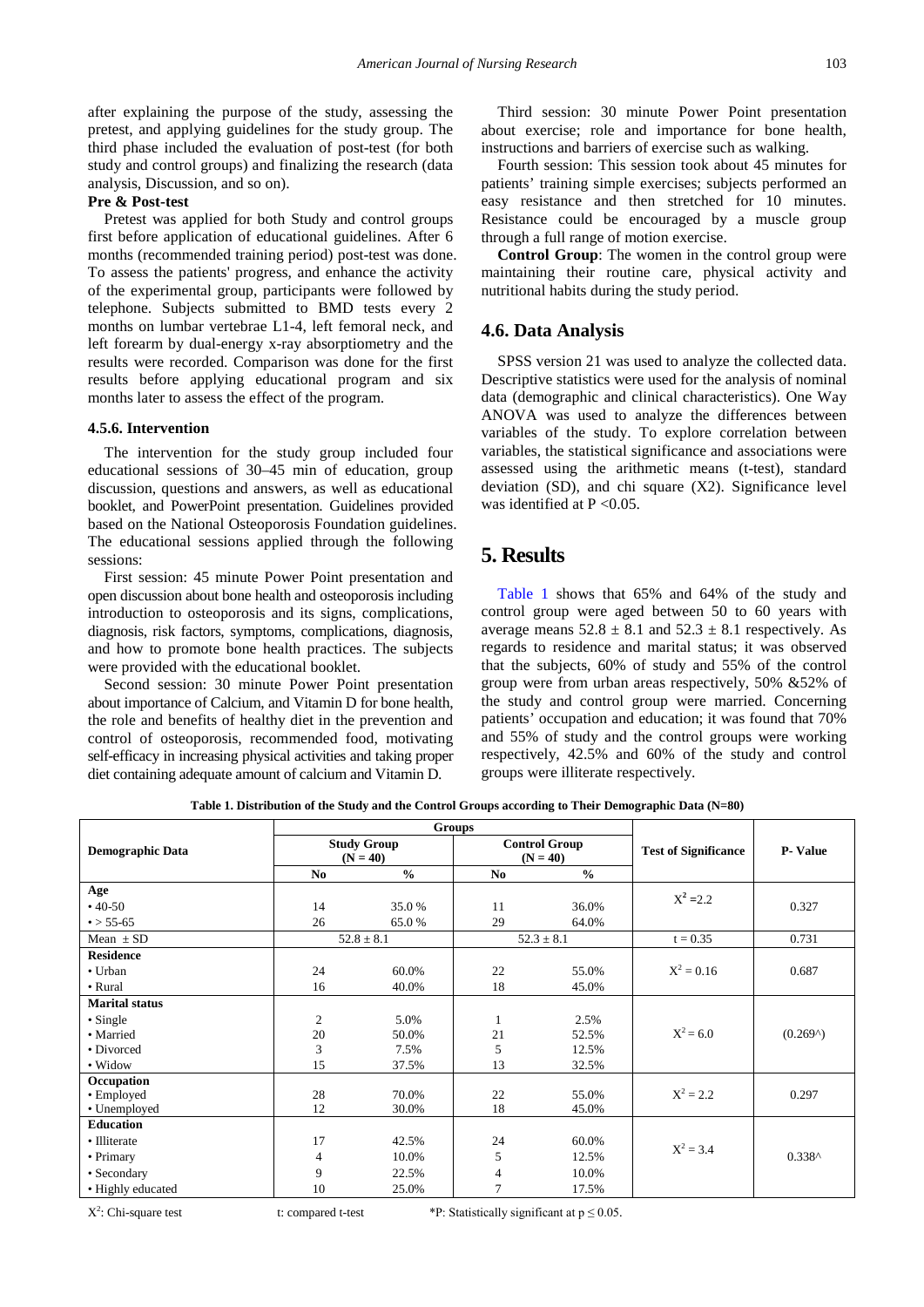after explaining the purpose of the study, assessing the pretest, and applying guidelines for the study group. The third phase included the evaluation of post-test (for both study and control groups) and finalizing the research (data analysis, Discussion, and so on).

**Pre & Post-test**

Pretest was applied for both Study and control groups first before application of educational guidelines. After 6 months (recommended training period) post-test was done. To assess the patients' progress, and enhance the activity of the experimental group, participants were followed by telephone. Subjects submitted to BMD tests every 2 months on lumbar vertebrae L1-4, left femoral neck, and left forearm by dual-energy x-ray absorptiometry and the results were recorded. Comparison was done for the first results before applying educational program and six months later to assess the effect of the program.

#### 4.5.6. Intervention

The intervention for the study group included four educational sessions of 30–45 min of education, group discussion, questions and answers, as well as educational booklet, and PowerPoint presentation. Guidelines provided based on the National Osteoporosis Foundation guidelines. The educational sessions applied through the following sessions:

First session: 45 minute Power Point presentation and open discussion about bone health and osteoporosis including introduction to osteoporosis and its signs, complications, diagnosis, risk factors, symptoms, complications, diagnosis, and how to promote bone health practices. The subjects were provided with the educational booklet.

Second session: 30 minute Power Point presentation about importance of Calcium, and Vitamin D for bone health, the role and benefits of healthy diet in the prevention and control of osteoporosis, recommended food, motivating self-efficacy in increasing physical activities and taking proper diet containing adequate amount of calcium and Vitamin D.

Third session: 30 minute Power Point presentation about exercise; role and importance for bone health, instructions and barriers of exercise such as walking.

Fourth session: This session took about 45 minutes for patients' training simple exercises; subjects performed an easy resistance and then stretched for 10 minutes. Resistance could be encouraged by a muscle group through a full range of motion exercise.

**Control Group**: The women in the control group were maintaining their routine care, physical activity and nutritional habits during the study period.

### 4.6. Data Analysis

SPSS version 21 was used to analyze the collected data. Descriptive statistics were used for the analysis of nominal data (demographic and clinical characteristics). One Way ANOVA was used to analyze the differences between variables of the study. To explore correlation between variables, the statistical significance and associations were assessed using the arithmetic means (t-test), standard deviation (SD), and chi square (X2). Significance level was identified at P <0.05.

## 5. Results

Table 1 shows that 65% and 64% of the study and control group were aged between 50 to 60 years with average means 52.8 ± 8.1 and 52.3 ± 8.1 respectively. As regards to residence and marital status; it was observed that the subjects, 60% of study and 55% of the control group were from urban areas respectively, 50% &52% of the study and control group were married. Concerning patients' occupation and education; it was found that 70% and 55% of study and the control groups were working respectively, 42.5% and 60% of the study and control groups were illiterate respectively.

**Table 1. Distribution of the Study and the Control Groups according to Their Demographic Data (N=80)**

| Demographic Data | Groups | | | | Test of Significance | P- Value |
|---|---|---|---|---|---|---|
| | Study Group (N = 40) | | Control Group (N = 40) | | | |
| | No | % | No | % | | |
| **Age** | | | | | $X^2$ =2.2 | 0.327 |
| • 40-50 | 14 | 35.0 % | 11 | 36.0% | | |
| • > 55-65 | 26 | 65.0 % | 29 | 64.0% | | |
| Mean ± SD | 52.8 ± 8.1 | | 52.3 ± 8.1 | | t = 0.35 | 0.731 |
| **Residence** | | | | | $X^2$ = 0.16 | 0.687 |
| • Urban | 24 | 60.0% | 22 | 55.0% | | |
| • Rural | 16 | 40.0% | 18 | 45.0% | | |
| **Marital status** | | | | | $X^2$ = 6.0 | (0.269^) |
| • Single | 2 | 5.0% | 1 | 2.5% | | |
| • Married | 20 | 50.0% | 21 | 52.5% | | |
| • Divorced | 3 | 7.5% | 5 | 12.5% | | |
| • Widow | 15 | 37.5% | 13 | 32.5% | | |
| **Occupation** | | | | | $X^2$ = 2.2 | 0.297 |
| • Employed | 28 | 70.0% | 22 | 55.0% | | |
| • Unemployed | 12 | 30.0% | 18 | 45.0% | | |
| **Education** | | | | | $X^2$ = 3.4 | 0.338^ |
| • Illiterate | 17 | 42.5% | 24 | 60.0% | | |
| • Primary | 4 | 10.0% | 5 | 12.5% | | |
| • Secondary | 9 | 22.5% | 4 | 10.0% | | |
| • Highly educated | 10 | 25.0% | 7 | 17.5% | | |

$X^2$: Chi-square test   t: compared t-test   *P: Statistically significant at p ≤ 0.05.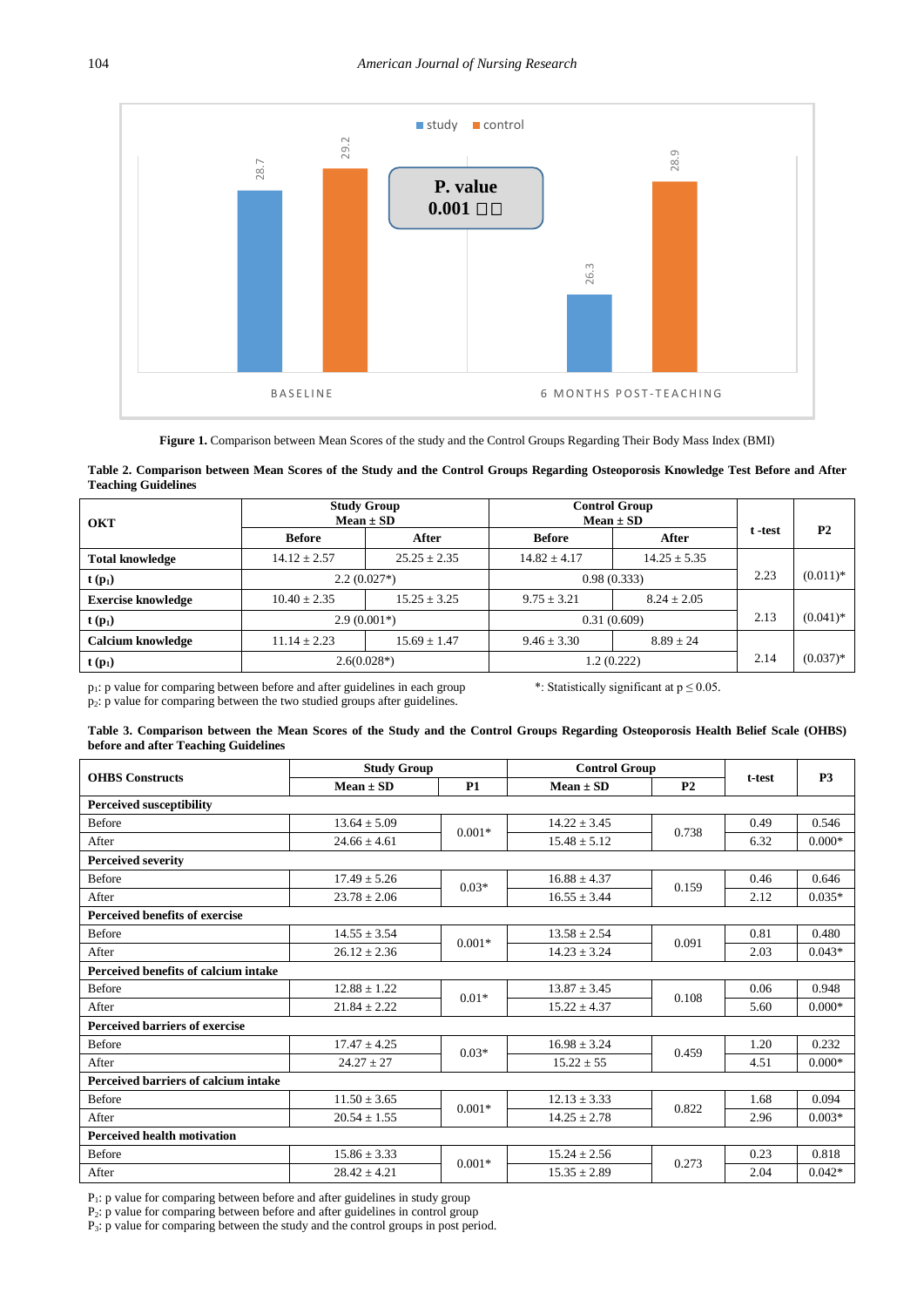**Figure 1.** Comparison between Mean Scores of the study and the Control Groups Regarding Their Body Mass Index (BMI)

**Table 2. Comparison between Mean Scores of the Study and the Control Groups Regarding Osteoporosis Knowledge Test Before and After Teaching Guidelines**

| OKT | Study Group Mean ± SD | | Control Group Mean ± SD | | t -test | P2 |
|---|---|---|---|---|---|---|
| | Before | After | Before | After | | |
| **Total knowledge** | 14.12 ± 2.57 | 25.25 ± 2.35 | 14.82 ± 4.17 | 14.25 ± 5.35 | 2.23 | (0.011)* |
| **t ($p_1$)** | 2.2 (0.027*) | | 0.98 (0.333) | | | |
| **Exercise knowledge** | 10.40 ± 2.35 | 15.25 ± 3.25 | 9.75 ± 3.21 | 8.24 ± 2.05 | 2.13 | (0.041)* |
| **t ($p_1$)** | 2.9 (0.001*) | | 0.31 (0.609) | | | |
| **Calcium knowledge** | 11.14 ± 2.23 | 15.69 ± 1.47 | 9.46 ± 3.30 | 8.89 ± 24 | 2.14 | (0.037)* |
| **t ($p_1$)** | 2.6(0.028*) | | 1.2 (0.222) | | | |

$p_1$: p value for comparing between before and after guidelines in each group
$p_2$: p value for comparing between the two studied groups after guidelines.
*: Statistically significant at $p \leq 0.05$.

**Table 3. Comparison between the Mean Scores of the Study and the Control Groups Regarding Osteoporosis Health Belief Scale (OHBS) before and after Teaching Guidelines**

| OHBS Constructs | Study Group | | Control Group | | t-test | P3 |
|---|---|---|---|---|---|---|
| | Mean ± SD | P1 | Mean ± SD | P2 | | |
| **Perceived susceptibility** | | | | | | |
| Before | 13.64 ± 5.09 | 0.001* | 14.22 ± 3.45 | 0.738 | 0.49 | 0.546 |
| After | 24.66 ± 4.61 | | 15.48 ± 5.12 | | 6.32 | 0.000* |
| **Perceived severity** | | | | | | |
| Before | 17.49 ± 5.26 | 0.03* | 16.88 ± 4.37 | 0.159 | 0.46 | 0.646 |
| After | 23.78 ± 2.06 | | 16.55 ± 3.44 | | 2.12 | 0.035* |
| **Perceived benefits of exercise** | | | | | | |
| Before | 14.55 ± 3.54 | 0.001* | 13.58 ± 2.54 | 0.091 | 0.81 | 0.480 |
| After | 26.12 ± 2.36 | | 14.23 ± 3.24 | | 2.03 | 0.043* |
| **Perceived benefits of calcium intake** | | | | | | |
| Before | 12.88 ± 1.22 | 0.01* | 13.87 ± 3.45 | 0.108 | 0.06 | 0.948 |
| After | 21.84 ± 2.22 | | 15.22 ± 4.37 | | 5.60 | 0.000* |
| **Perceived barriers of exercise** | | | | | | |
| Before | 17.47 ± 4.25 | 0.03* | 16.98 ± 3.24 | 0.459 | 1.20 | 0.232 |
| After | 24.27 ± 27 | | 15.22 ± 55 | | 4.51 | 0.000* |
| **Perceived barriers of calcium intake** | | | | | | |
| Before | 11.50 ± 3.65 | 0.001* | 12.13 ± 3.33 | 0.822 | 1.68 | 0.094 |
| After | 20.54 ± 1.55 | | 14.25 ± 2.78 | | 2.96 | 0.003* |
| **Perceived health motivation** | | | | | | |
| Before | 15.86 ± 3.33 | 0.001* | 15.24 ± 2.56 | 0.273 | 0.23 | 0.818 |
| After | 28.42 ± 4.21 | | 15.35 ± 2.89 | | 2.04 | 0.042* |

$P_1$: p value for comparing between before and after guidelines in study group
$P_2$: p value for comparing between before and after guidelines in control group
$P_3$: p value for comparing between the study and the control groups in post period.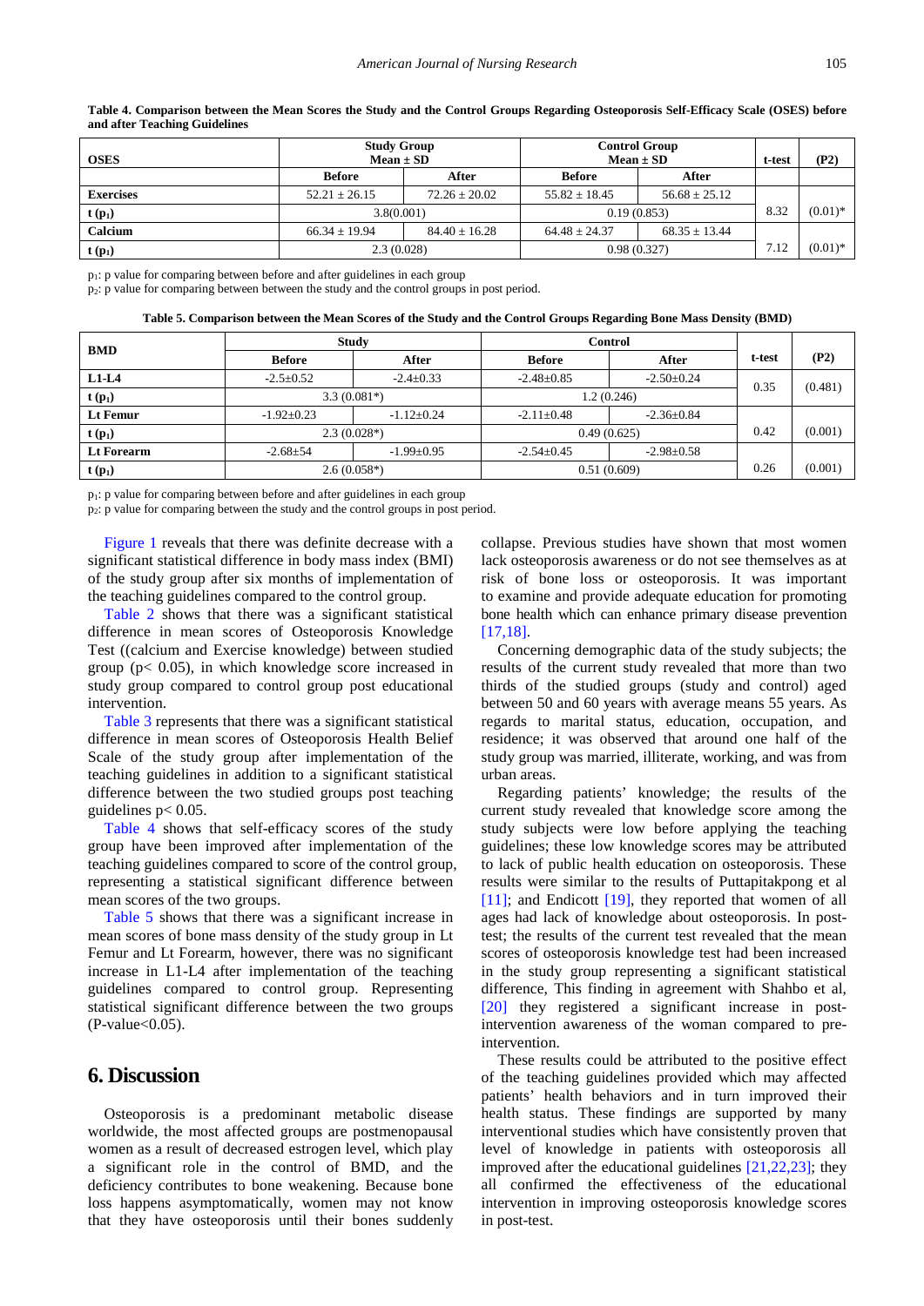**Table 4. Comparison between the Mean Scores the Study and the Control Groups Regarding Osteoporosis Self-Efficacy Scale (OSES) before and after Teaching Guidelines**

| OSES | Study Group Mean ± SD | | Control Group Mean ± SD | | t-test | (P2) |
|---|---|---|---|---|---|---|
| | Before | After | Before | After | | |
| **Exercises** | 52.21 ± 26.15 | 72.26 ± 20.02 | 55.82 ± 18.45 | 56.68 ± 25.12 | 8.32 | (0.01)* |
| **t ($p_1$)** | 3.8(0.001) | | 0.19 (0.853) | | | |
| **Calcium** | 66.34 ± 19.94 | 84.40 ± 16.28 | 64.48 ± 24.37 | 68.35 ± 13.44 | 7.12 | (0.01)* |
| **t ($p_1$)** | 2.3 (0.028) | | 0.98 (0.327) | | | |

$p_1$: p value for comparing between before and after guidelines in each group
$p_2$: p value for comparing between between the study and the control groups in post period.

**Table 5. Comparison between the Mean Scores of the Study and the Control Groups Regarding Bone Mass Density (BMD)**

| BMD | Study | | Control | | t-test | (P2) |
|---|---|---|---|---|---|---|
| | Before | After | Before | After | | |
| **L1-L4** | -2.5±0.52 | -2.4±0.33 | -2.48±0.85 | -2.50±0.24 | 0.35 | (0.481) |
| **t ($p_1$)** | 3.3 (0.081*) | | 1.2 (0.246) | | | |
| **Lt Femur** | -1.92±0.23 | -1.12±0.24 | -2.11±0.48 | -2.36±0.84 | 0.42 | (0.001) |
| **t ($p_1$)** | 2.3 (0.028*) | | 0.49 (0.625) | | | |
| **Lt Forearm** | -2.68±54 | -1.99±0.95 | -2.54±0.45 | -2.98±0.58 | 0.26 | (0.001) |
| **t ($p_1$)** | 2.6 (0.058*) | | 0.51 (0.609) | | | |

$p_1$: p value for comparing between before and after guidelines in each group
$p_2$: p value for comparing between the study and the control groups in post period.

Figure 1 reveals that there was definite decrease with a significant statistical difference in body mass index (BMI) of the study group after six months of implementation of the teaching guidelines compared to the control group.

Table 2 shows that there was a significant statistical difference in mean scores of Osteoporosis Knowledge Test ((calcium and Exercise knowledge) between studied group ($p < 0.05$), in which knowledge score increased in study group compared to control group post educational intervention.

Table 3 represents that there was a significant statistical difference in mean scores of Osteoporosis Health Belief Scale of the study group after implementation of the teaching guidelines in addition to a significant statistical difference between the two studied groups post teaching guidelines $p < 0.05$.

Table 4 shows that self-efficacy scores of the study group have been improved after implementation of the teaching guidelines compared to score of the control group, representing a statistical significant difference between mean scores of the two groups.

Table 5 shows that there was a significant increase in mean scores of bone mass density of the study group in Lt Femur and Lt Forearm, however, there was no significant increase in L1-L4 after implementation of the teaching guidelines compared to control group. Representing statistical significant difference between the two groups (P-value<0.05).

## 6. Discussion

Osteoporosis is a predominant metabolic disease worldwide, the most affected groups are postmenopausal women as a result of decreased estrogen level, which play a significant role in the control of BMD, and the deficiency contributes to bone weakening. Because bone loss happens asymptomatically, women may not know that they have osteoporosis until their bones suddenly collapse. Previous studies have shown that most women lack osteoporosis awareness or do not see themselves as at risk of bone loss or osteoporosis. It was important to examine and provide adequate education for promoting bone health which can enhance primary disease prevention [17,18].

Concerning demographic data of the study subjects; the results of the current study revealed that more than two thirds of the studied groups (study and control) aged between 50 and 60 years with average means 55 years. As regards to marital status, education, occupation, and residence; it was observed that around one half of the study group was married, illiterate, working, and was from urban areas.

Regarding patients' knowledge; the results of the current study revealed that knowledge score among the study subjects were low before applying the teaching guidelines; these low knowledge scores may be attributed to lack of public health education on osteoporosis. These results were similar to the results of Puttapitakpong et al [11]; and Endicott [19], they reported that women of all ages had lack of knowledge about osteoporosis. In post-test; the results of the current test revealed that the mean scores of osteoporosis knowledge test had been increased in the study group representing a significant statistical difference, This finding in agreement with Shahbo et al, [20] they registered a significant increase in post-intervention awareness of the woman compared to pre-intervention.

These results could be attributed to the positive effect of the teaching guidelines provided which may affected patients' health behaviors and in turn improved their health status. These findings are supported by many interventional studies which have consistently proven that level of knowledge in patients with osteoporosis all improved after the educational guidelines [21,22,23]; they all confirmed the effectiveness of the educational intervention in improving osteoporosis knowledge scores in post-test.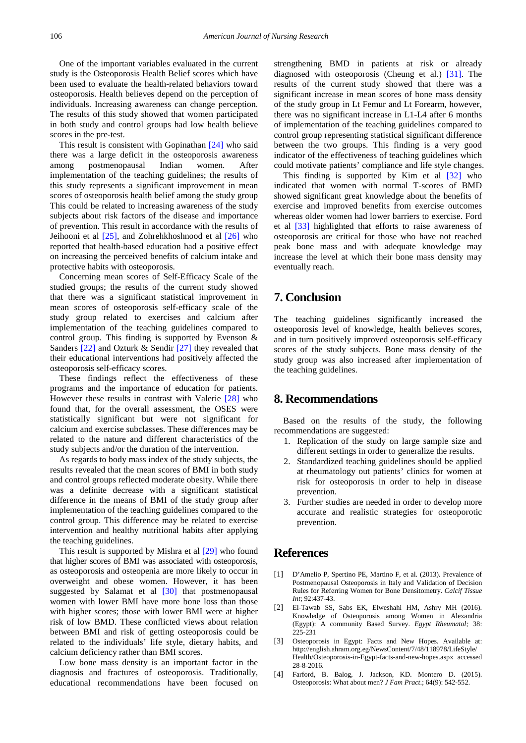One of the important variables evaluated in the current study is the Osteoporosis Health Belief scores which have been used to evaluate the health-related behaviors toward osteoporosis. Health believes depend on the perception of individuals. Increasing awareness can change perception. The results of this study showed that women participated in both study and control groups had low health believe scores in the pre-test.

This result is consistent with Gopinathan [24] who said there was a large deficit in the osteoporosis awareness among postmenopausal Indian women. After implementation of the teaching guidelines; the results of this study represents a significant improvement in mean scores of osteoporosis health belief among the study group This could be related to increasing awareness of the study subjects about risk factors of the disease and importance of prevention. This result in accordance with the results of Jeihooni et al [25], and Zohrehkhoshnood et al [26] who reported that health-based education had a positive effect on increasing the perceived benefits of calcium intake and protective habits with osteoporosis.

Concerning mean scores of Self-Efficacy Scale of the studied groups; the results of the current study showed that there was a significant statistical improvement in mean scores of osteoporosis self-efficacy scale of the study group related to exercises and calcium after implementation of the teaching guidelines compared to control group. This finding is supported by Evenson & Sanders [22] and Ozturk & Sendir [27] they revealed that their educational interventions had positively affected the osteoporosis self-efficacy scores.

These findings reflect the effectiveness of these programs and the importance of education for patients. However these results in contrast with Valerie [28] who found that, for the overall assessment, the OSES were statistically significant but were not significant for calcium and exercise subclasses. These differences may be related to the nature and different characteristics of the study subjects and/or the duration of the intervention.

As regards to body mass index of the study subjects, the results revealed that the mean scores of BMI in both study and control groups reflected moderate obesity. While there was a definite decrease with a significant statistical difference in the means of BMI of the study group after implementation of the teaching guidelines compared to the control group. This difference may be related to exercise intervention and healthy nutritional habits after applying the teaching guidelines.

This result is supported by Mishra et al [29] who found that higher scores of BMI was associated with osteoporosis, as osteoporosis and osteopenia are more likely to occur in overweight and obese women. However, it has been suggested by Salamat et al [30] that postmenopausal women with lower BMI have more bone loss than those with higher scores; those with lower BMI were at higher risk of low BMD. These conflicted views about relation between BMI and risk of getting osteoporosis could be related to the individuals' life style, dietary habits, and calcium deficiency rather than BMI scores.

Low bone mass density is an important factor in the diagnosis and fractures of osteoporosis. Traditionally, educational recommendations have been focused on strengthening BMD in patients at risk or already diagnosed with osteoporosis (Cheung et al.) [31]. The results of the current study showed that there was a significant increase in mean scores of bone mass density of the study group in Lt Femur and Lt Forearm, however, there was no significant increase in L1-L4 after 6 months of implementation of the teaching guidelines compared to control group representing statistical significant difference between the two groups. This finding is a very good indicator of the effectiveness of teaching guidelines which could motivate patients' compliance and life style changes.

This finding is supported by Kim et al [32] who indicated that women with normal T-scores of BMD showed significant great knowledge about the benefits of exercise and improved benefits from exercise outcomes whereas older women had lower barriers to exercise. Ford et al [33] highlighted that efforts to raise awareness of osteoporosis are critical for those who have not reached peak bone mass and with adequate knowledge may increase the level at which their bone mass density may eventually reach.

## 7. Conclusion

The teaching guidelines significantly increased the osteoporosis level of knowledge, health believes scores, and in turn positively improved osteoporosis self-efficacy scores of the study subjects. Bone mass density of the study group was also increased after implementation of the teaching guidelines.

## 8. Recommendations

Based on the results of the study, the following recommendations are suggested:

1. Replication of the study on large sample size and different settings in order to generalize the results.
2. Standardized teaching guidelines should be applied at rheumatology out patients' clinics for women at risk for osteoporosis in order to help in disease prevention.
3. Further studies are needed in order to develop more accurate and realistic strategies for osteoporotic prevention.

## References

[1] D'Amelio P, Spertino PE, Martino F, et al. (2013). Prevalence of Postmenopausal Osteoporosis in Italy and Validation of Decision Rules for Referring Women for Bone Densitometry. *Calcif Tissue Int*; 92:437-43.

[2] El-Tawab SS, Sabs EK, Elweshahi HM, Ashry MH (2016). Knowledge of Osteoporosis among Women in Alexandria (Egypt): A community Based Survey. *Egypt Rheumatol;* 38: 225-231

[3] Osteoporosis in Egypt: Facts and New Hopes. Available at: http://english.ahram.org.eg/NewsContent/7/48/118978/LifeStyle/Health/Osteoporosis-in-Egypt-facts-and-new-hopes.aspx accessed 28-8-2016.

[4] Farford, B. Balog, J. Jackson, KD. Montero D. (2015). Osteoporosis: What about men? *J Fam Pract*.; 64(9): 542-552.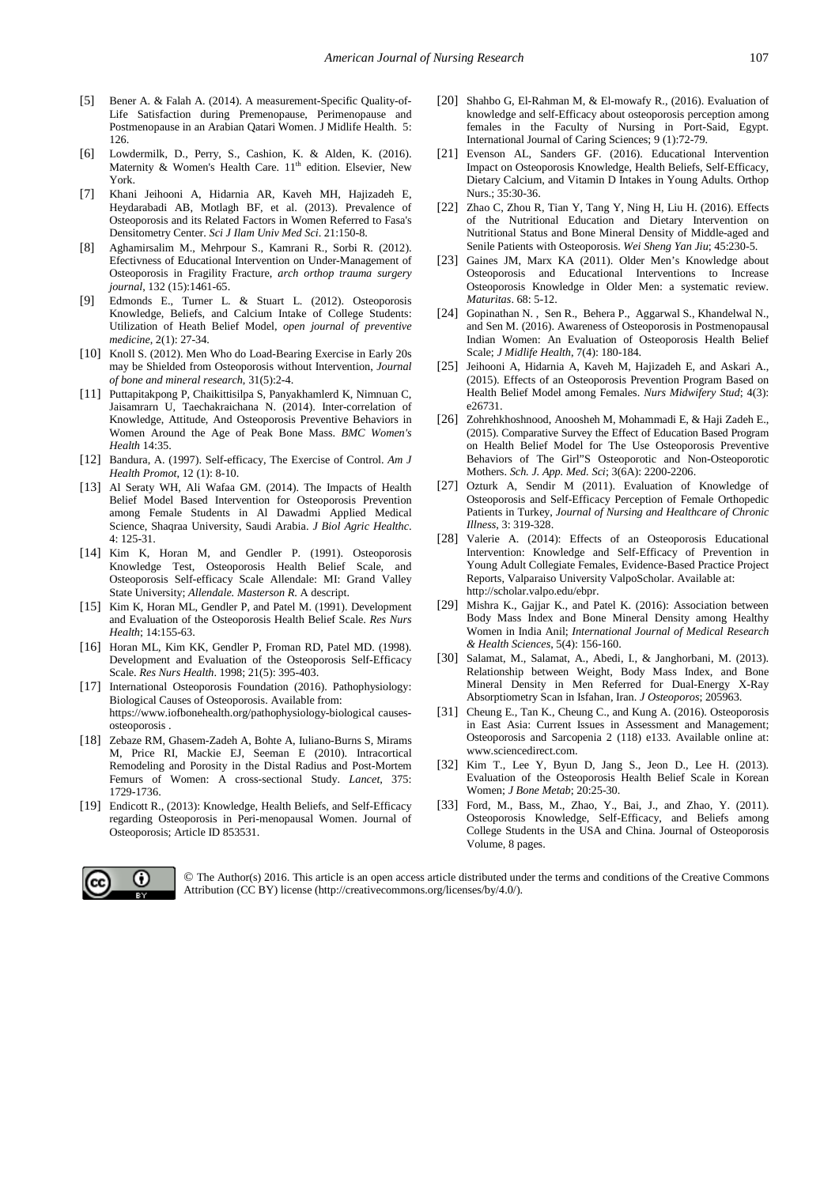[5] Bener A. & Falah A. (2014). A measurement-Specific Quality-of-Life Satisfaction during Premenopause, Perimenopause and Postmenopause in an Arabian Qatari Women. J Midlife Health. 5: 126.

[6] Lowdermilk, D., Perry, S., Cashion, K. & Alden, K. (2016). Maternity & Women's Health Care. 11th edition. Elsevier, New York.

[7] Khani Jeihooni A, Hidarnia AR, Kaveh MH, Hajizadeh E, Heydarabadi AB, Motlagh BF, et al. (2013). Prevalence of Osteoporosis and its Related Factors in Women Referred to Fasa's Densitometry Center. *Sci J Ilam Univ Med Sci*. 21:150-8.

[8] Aghamirsalim M., Mehrpour S., Kamrani R., Sorbi R. (2012). Efectivness of Educational Intervention on Under-Management of Osteoporosis in Fragility Fracture, *arch orthop trauma surgery journal*, 132 (15):1461-65.

[9] Edmonds E., Turner L. & Stuart L. (2012). Osteoporosis Knowledge, Beliefs, and Calcium Intake of College Students: Utilization of Heath Belief Model, *open journal of preventive medicine*, 2(1): 27-34.

[10] Knoll S. (2012). Men Who do Load-Bearing Exercise in Early 20s may be Shielded from Osteoporosis without Intervention, *Journal of bone and mineral research*, 31(5):2-4.

[11] Puttapitakpong P, Chaikittisilpa S, Panyakhamlerd K, Nimnuan C, Jaisamrarn U, Taechakraichana N. (2014). Inter-correlation of Knowledge, Attitude, And Osteoporosis Preventive Behaviors in Women Around the Age of Peak Bone Mass. *BMC Women's Health* 14:35.

[12] Bandura, A. (1997). Self-efficacy, The Exercise of Control. *Am J Health Promot*, 12 (1): 8-10.

[13] Al Seraty WH, Ali Wafaa GM. (2014). The Impacts of Health Belief Model Based Intervention for Osteoporosis Prevention among Female Students in Al Dawadmi Applied Medical Science, Shaqraa University, Saudi Arabia. *J Biol Agric Healthc*. 4: 125-31.

[14] Kim K, Horan M, and Gendler P. (1991). Osteoporosis Knowledge Test, Osteoporosis Health Belief Scale, and Osteoporosis Self-efficacy Scale Allendale: MI: Grand Valley State University; *Allendale. Masterson R*. A descript.

[15] Kim K, Horan ML, Gendler P, and Patel M. (1991). Development and Evaluation of the Osteoporosis Health Belief Scale. *Res Nurs Health*; 14:155-63.

[16] Horan ML, Kim KK, Gendler P, Froman RD, Patel MD. (1998). Development and Evaluation of the Osteoporosis Self-Efficacy Scale. *Res Nurs Health*. 1998; 21(5): 395-403.

[17] International Osteoporosis Foundation (2016). Pathophysiology: Biological Causes of Osteoporosis. Available from: https://www.iofbonehealth.org/pathophysiology-biological causes-osteoporosis .

[18] Zebaze RM, Ghasem-Zadeh A, Bohte A, Iuliano-Burns S, Mirams M, Price RI, Mackie EJ, Seeman E (2010). Intracortical Remodeling and Porosity in the Distal Radius and Post-Mortem Femurs of Women: A cross-sectional Study. *Lancet*, 375: 1729-1736.

[19] Endicott R., (2013): Knowledge, Health Beliefs, and Self-Efficacy regarding Osteoporosis in Peri-menopausal Women. Journal of Osteoporosis; Article ID 853531.

[20] Shahbo G, El-Rahman M, & El-mowafy R., (2016). Evaluation of knowledge and self-Efficacy about osteoporosis perception among females in the Faculty of Nursing in Port-Said, Egypt. International Journal of Caring Sciences; 9 (1):72-79.

[21] Evenson AL, Sanders GF. (2016). Educational Intervention Impact on Osteoporosis Knowledge, Health Beliefs, Self-Efficacy, Dietary Calcium, and Vitamin D Intakes in Young Adults. Orthop Nurs.; 35:30-36.

[22] Zhao C, Zhou R, Tian Y, Tang Y, Ning H, Liu H. (2016). Effects of the Nutritional Education and Dietary Intervention on Nutritional Status and Bone Mineral Density of Middle-aged and Senile Patients with Osteoporosis. *Wei Sheng Yan Jiu*; 45:230-5.

[23] Gaines JM, Marx KA (2011). Older Men's Knowledge about Osteoporosis and Educational Interventions to Increase Osteoporosis Knowledge in Older Men: a systematic review. *Maturitas*. 68: 5-12.

[24] Gopinathan N. , Sen R., Behera P., Aggarwal S., Khandelwal N., and Sen M. (2016). Awareness of Osteoporosis in Postmenopausal Indian Women: An Evaluation of Osteoporosis Health Belief Scale; *J Midlife Health*, 7(4): 180-184.

[25] Jeihooni A, Hidarnia A, Kaveh M, Hajizadeh E, and Askari A., (2015). Effects of an Osteoporosis Prevention Program Based on Health Belief Model among Females. *Nurs Midwifery Stud*; 4(3): e26731.

[26] Zohrehkhoshnood, Anoosheh M, Mohammadi E, & Haji Zadeh E., (2015). Comparative Survey the Effect of Education Based Program on Health Belief Model for The Use Osteoporosis Preventive Behaviors of The Girl"S Osteoporotic and Non-Osteoporotic Mothers. *Sch. J. App. Med. Sci*; 3(6A): 2200-2206.

[27] Ozturk A, Sendir M (2011). Evaluation of Knowledge of Osteoporosis and Self-Efficacy Perception of Female Orthopedic Patients in Turkey, *Journal of Nursing and Healthcare of Chronic Illness*, 3: 319-328.

[28] Valerie A. (2014): Effects of an Osteoporosis Educational Intervention: Knowledge and Self-Efficacy of Prevention in Young Adult Collegiate Females, Evidence-Based Practice Project Reports, Valparaiso University ValpoScholar. Available at: http://scholar.valpo.edu/ebpr.

[29] Mishra K., Gajjar K., and Patel K. (2016): Association between Body Mass Index and Bone Mineral Density among Healthy Women in India Anil; *International Journal of Medical Research & Health Sciences*, 5(4): 156-160.

[30] Salamat, M., Salamat, A., Abedi, I., & Janghorbani, M. (2013). Relationship between Weight, Body Mass Index, and Bone Mineral Density in Men Referred for Dual-Energy X-Ray Absorptiometry Scan in Isfahan, Iran. *J Osteopors*; 205963.

[31] Cheung E., Tan K., Cheung C., and Kung A. (2016). Osteoporosis in East Asia: Current Issues in Assessment and Management; Osteoporosis and Sarcopenia 2 (118) e133. Available online at: www.sciencedirect.com.

[32] Kim T., Lee Y, Byun D, Jang S., Jeon D., Lee H. (2013). Evaluation of the Osteoporosis Health Belief Scale in Korean Women; *J Bone Metab*; 20:25-30.

[33] Ford, M., Bass, M., Zhao, Y., Bai, J., and Zhao, Y. (2011). Osteoporosis Knowledge, Self-Efficacy, and Beliefs among College Students in the USA and China. Journal of Osteoporosis Volume, 8 pages.

© The Author(s) 2016. This article is an open access article distributed under the terms and conditions of the Creative Commons Attribution (CC BY) license (http://creativecommons.org/licenses/by/4.0/).